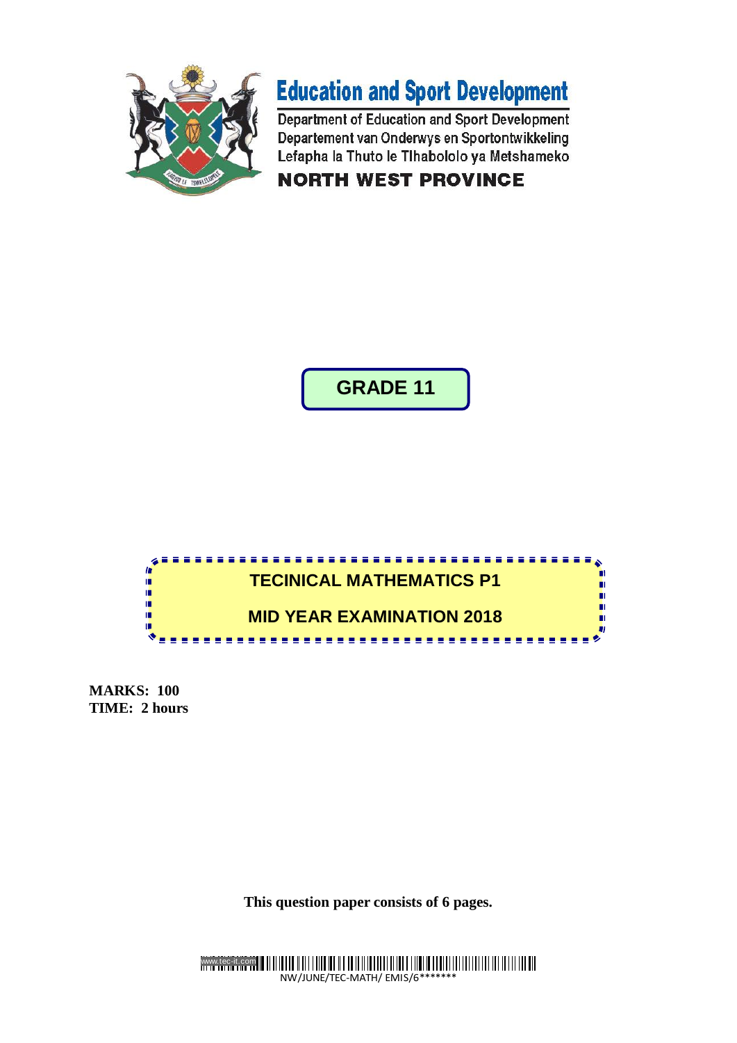# Education and Sport Development

Department of Education and Sport Development
Departement van Onderwys en Sportontwikkeling
Lefapha la Thuto le Tlhabololo ya Metshameko

**NORTH WEST PROVINCE**

## GRADE 11

## TECINICAL MATHEMATICS P1

## MID YEAR EXAMINATION 2018

**MARKS: 100**
**TIME: 2 hours**

**This question paper consists of 6 pages.**

NW/JUNE/TEC-MATH/ EMIS/6*******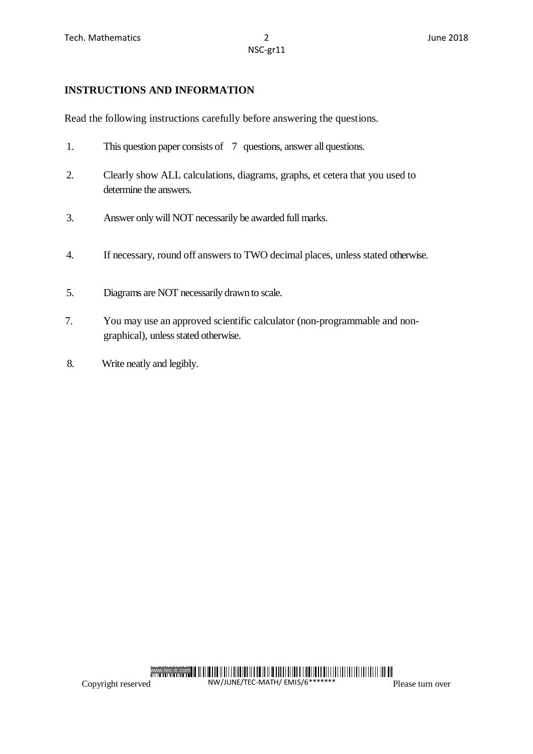## INSTRUCTIONS AND INFORMATION

Read the following instructions carefully before answering the questions.

1. This question paper consists of 7 questions, answer all questions.

2. Clearly show ALL calculations, diagrams, graphs, et cetera that you used to determine the answers.

3. Answer only will NOT necessarily be awarded full marks.

4. If necessary, round off answers to TWO decimal places, unless stated otherwise.

5. Diagrams are NOT necessarily drawn to scale.

7. You may use an approved scientific calculator (non-programmable and non-graphical), unless stated otherwise.

8. Write neatly and legibly.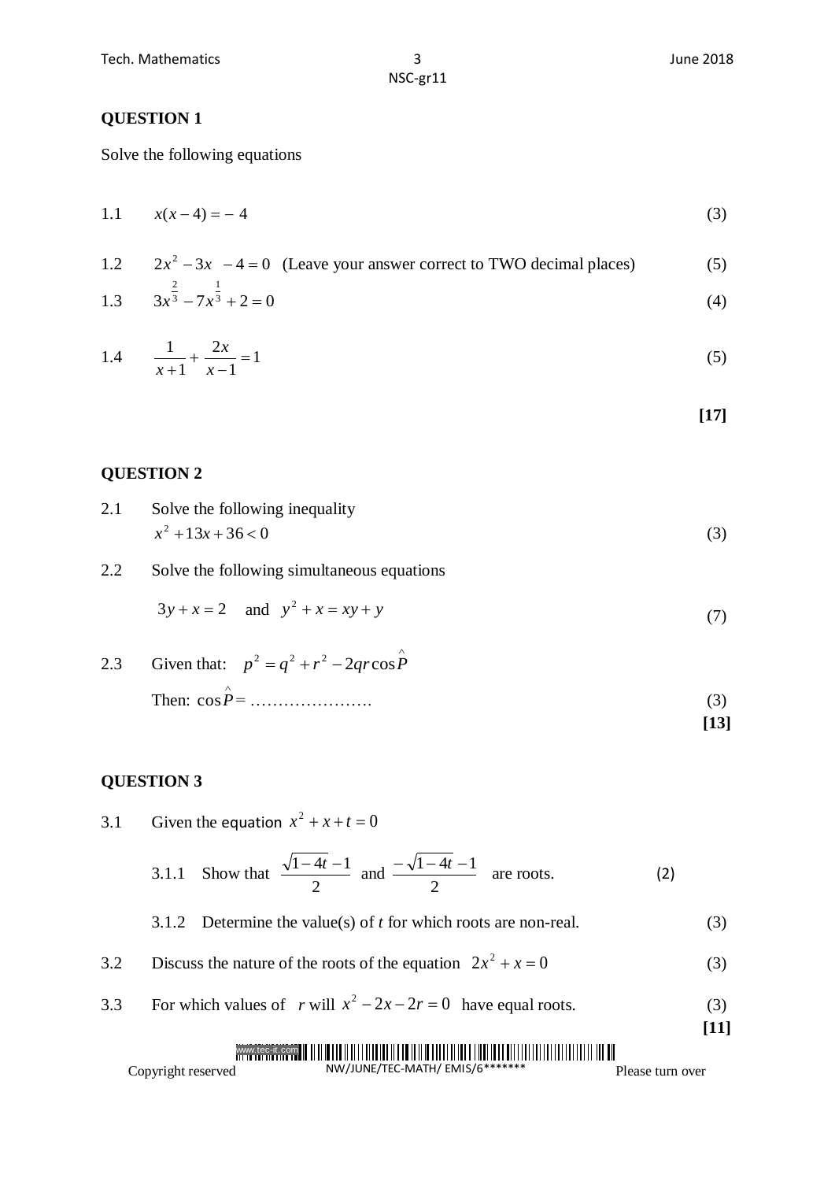## QUESTION 1

Solve the following equations

1.1 $x(x-4) = -4$ (3)

1.2 $2x^2 - 3x - 4 = 0$ (Leave your answer correct to TWO decimal places) (5)

1.3 $3x^{\frac{2}{3}} - 7x^{\frac{1}{3}} + 2 = 0$ (4)

1.4 $\frac{1}{x+1} + \frac{2x}{x-1} = 1$ (5)

**[17]**

## QUESTION 2

2.1 Solve the following inequality

$x^2 + 13x + 36 < 0$ (3)

2.2 Solve the following simultaneous equations

$3y + x = 2$ and $y^2 + x = xy + y$ (7)

2.3 Given that: $p^2 = q^2 + r^2 - 2qr\cos\hat{P}$

Then: $\cos\hat{P} =$ …………………. (3)

**[13]**

## QUESTION 3

3.1 Given the equation $x^2 + x + t = 0$

3.1.1 Show that $\frac{\sqrt{1-4t}-1}{2}$ and $\frac{-\sqrt{1-4t}-1}{2}$ are roots. (2)

3.1.2 Determine the value(s) of $t$ for which roots are non-real. (3)

3.2 Discuss the nature of the roots of the equation $2x^2 + x = 0$ (3)

3.3 For which values of $r$ will $x^2 - 2x - 2r = 0$ have equal roots. (3)

**[11]**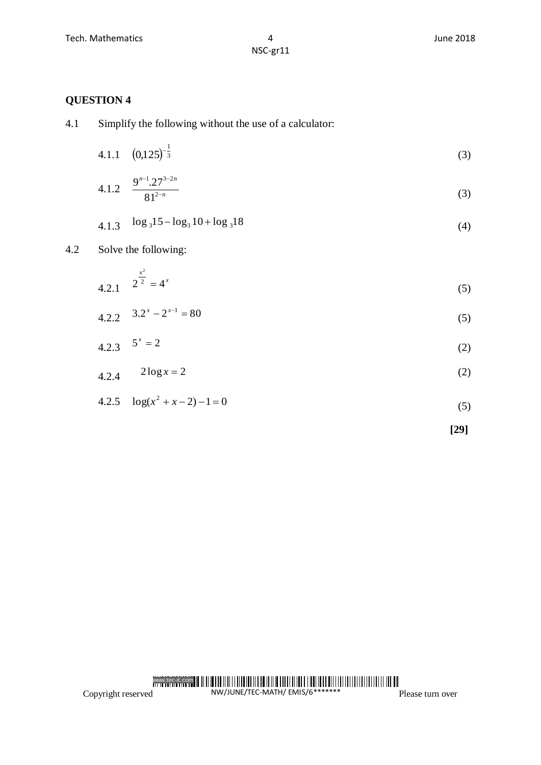## QUESTION 4

4.1 Simplify the following without the use of a calculator:

4.1.1 $(0{,}125)^{-\frac{1}{3}}$ (3)

4.1.2 $\dfrac{9^{n-1}.27^{3-2n}}{81^{2-n}}$ (3)

4.1.3 $\log_3 15 - \log_3 10 + \log_3 18$ (4)

4.2 Solve the following:

4.2.1 $2^{\frac{x^2}{2}} = 4^x$ (5)

4.2.2 $3.2^x - 2^{x-1} = 80$ (5)

4.2.3 $5^x = 2$ (2)

4.2.4 $2\log x = 2$ (2)

4.2.5 $\log(x^2 + x - 2) - 1 = 0$ (5)

**[29]**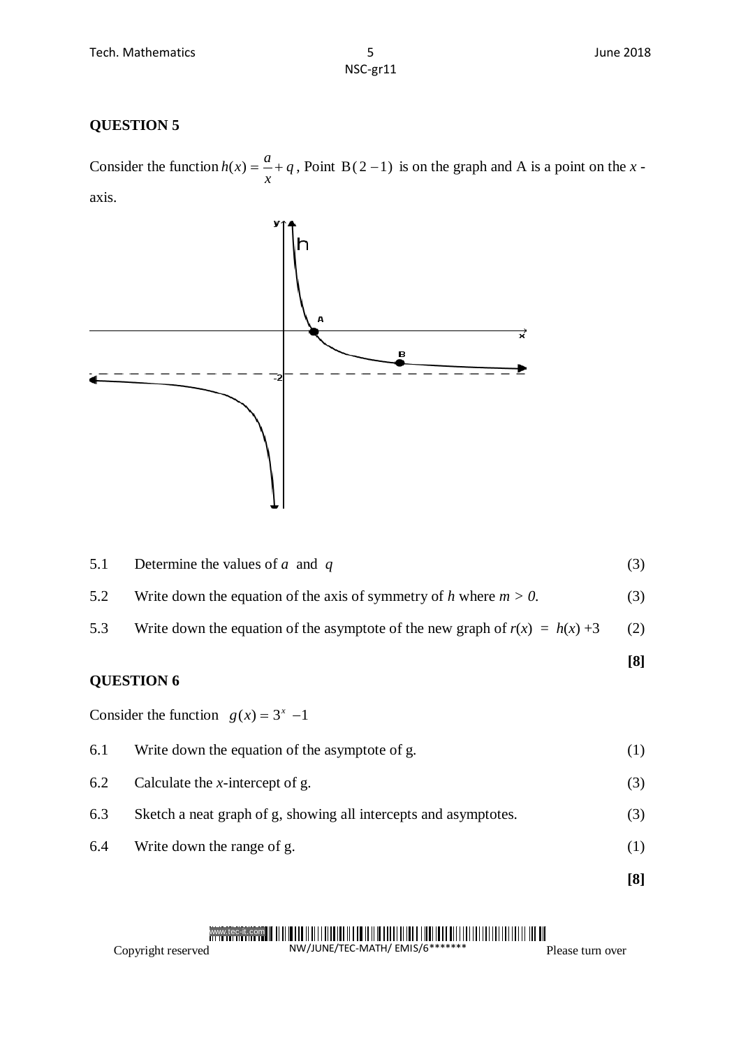## QUESTION 5

Consider the function $h(x) = \frac{a}{x} + q$, Point $B(2 \; -1)$ is on the graph and A is a point on the $x$-axis.

| | | |
|---|---|---|
| 5.1 | Determine the values of $a$ and $q$ | (3) |
| 5.2 | Write down the equation of the axis of symmetry of *h* where $m > 0$. | (3) |
| 5.3 | Write down the equation of the asymptote of the new graph of $r(x) = h(x) + 3$ | (2) |
| | | **[8]** |

## QUESTION 6

Consider the function $g(x) = 3^x - 1$

| | | |
|---|---|---|
| 6.1 | Write down the equation of the asymptote of g. | (1) |
| 6.2 | Calculate the $x$-intercept of g. | (3) |
| 6.3 | Sketch a neat graph of g, showing all intercepts and asymptotes. | (3) |
| 6.4 | Write down the range of g. | (1) |
| | | **[8]** |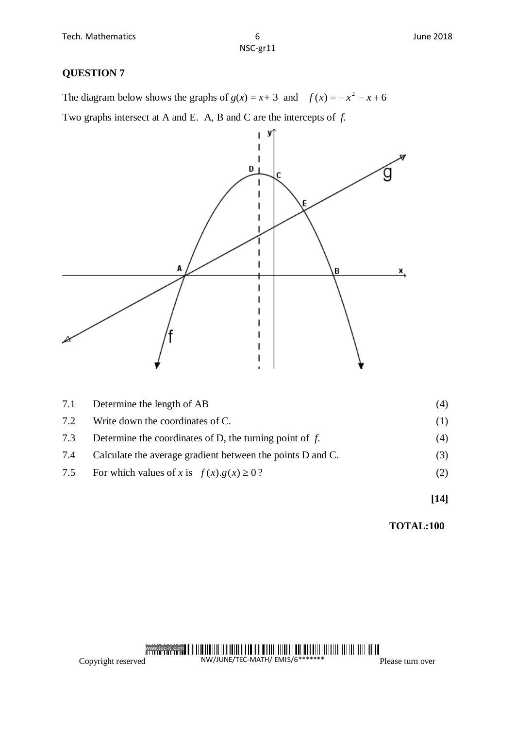## QUESTION 7

The diagram below shows the graphs of $g(x) = x + 3$ and $f(x) = -x^2 - x + 6$

Two graphs intersect at A and E. A, B and C are the intercepts of $f$.

y

D

C

g

E

A

B

x

f

| | | | |
|---|---|---|---|
| 7.1 | Determine the length of AB | | (4) |
| 7.2 | Write down the coordinates of C. | | (1) |
| 7.3 | Determine the coordinates of D, the turning point of $f$. | | (4) |
| 7.4 | Calculate the average gradient between the points D and C. | | (3) |
| 7.5 | For which values of $x$ is $f(x).g(x) \geq 0$ ? | | (2) |

**[14]**

**TOTAL:100**